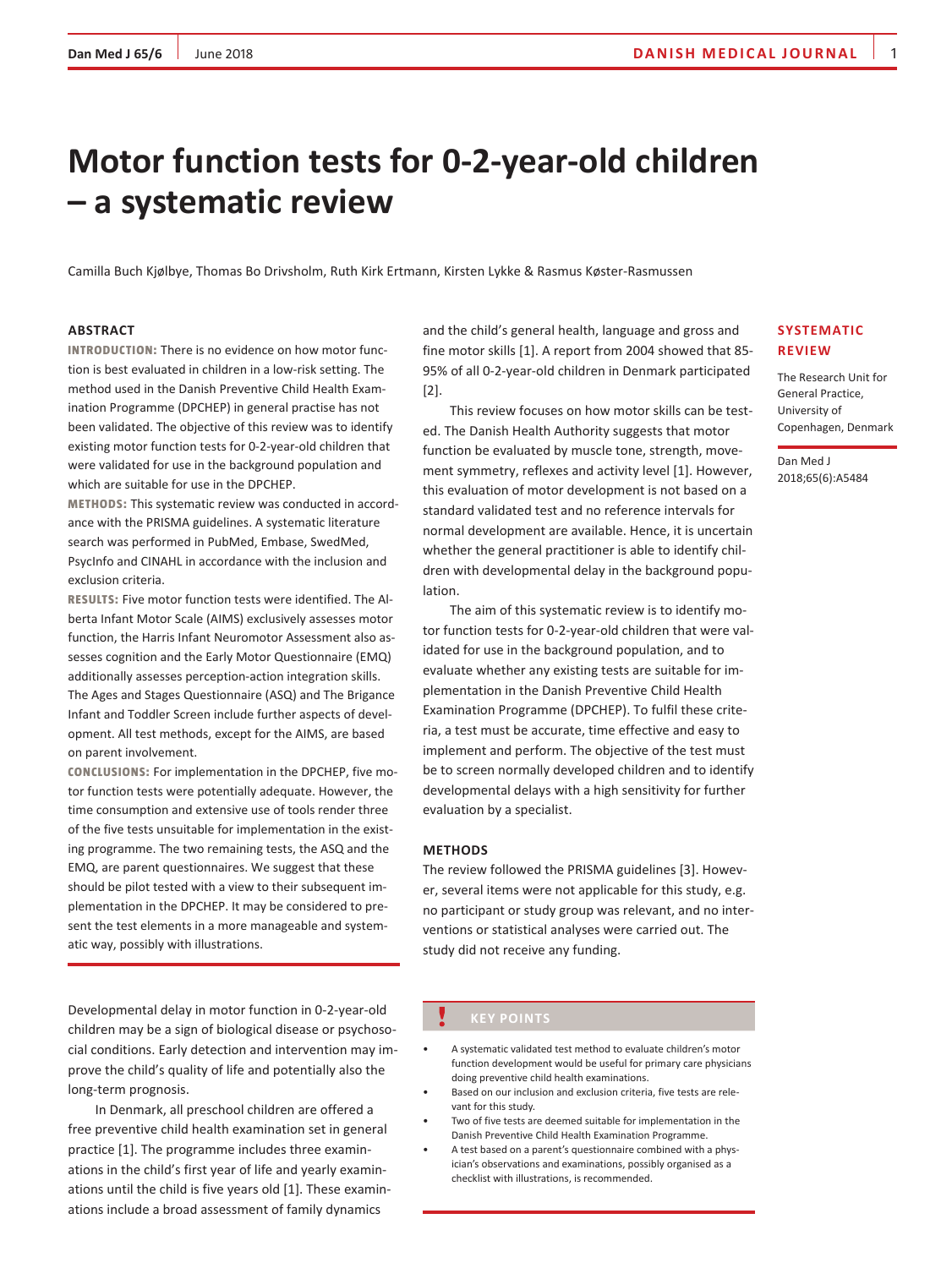# Motor function tests for 0-2-year-old children – a systematic review

Camilla Buch Kjølbye, Thomas Bo Drivsholm, Ruth Kirk Ertmann, Kirsten Lykke & Rasmus Køster-Rasmussen

**SYSTEMATIC REVIEW**

The Research Unit for General Practice, University of Copenhagen, Denmark

Dan Med J 2018;65(6):A5484

## ABSTRACT

**INTRODUCTION:** There is no evidence on how motor function is best evaluated in children in a low-risk setting. The method used in the Danish Preventive Child Health Examination Programme (DPCHEP) in general practise has not been validated. The objective of this review was to identify existing motor function tests for 0-2-year-old children that were validated for use in the background population and which are suitable for use in the DPCHEP.

**METHODS:** This systematic review was conducted in accordance with the PRISMA guidelines. A systematic literature search was performed in PubMed, Embase, SwedMed, PsycInfo and CINAHL in accordance with the inclusion and exclusion criteria.

**RESULTS:** Five motor function tests were identified. The Alberta Infant Motor Scale (AIMS) exclusively assesses motor function, the Harris Infant Neuromotor Assessment also assesses cognition and the Early Motor Questionnaire (EMQ) additionally assesses perception-action integration skills. The Ages and Stages Questionnaire (ASQ) and The Brigance Infant and Toddler Screen include further aspects of development. All test methods, except for the AIMS, are based on parent involvement.

**CONCLUSIONS:** For implementation in the DPCHEP, five motor function tests were potentially adequate. However, the time consumption and extensive use of tools render three of the five tests unsuitable for implementation in the existing programme. The two remaining tests, the ASQ and the EMQ, are parent questionnaires. We suggest that these should be pilot tested with a view to their subsequent implementation in the DPCHEP. It may be considered to present the test elements in a more manageable and systematic way, possibly with illustrations.

Developmental delay in motor function in 0-2-year-old children may be a sign of biological disease or psychosocial conditions. Early detection and intervention may improve the child's quality of life and potentially also the long-term prognosis.

In Denmark, all preschool children are offered a free preventive child health examination set in general practice [1]. The programme includes three examinations in the child's first year of life and yearly examinations until the child is five years old [1]. These examinations include a broad assessment of family dynamics and the child's general health, language and gross and fine motor skills [1]. A report from 2004 showed that 85-95% of all 0-2-year-old children in Denmark participated [2].

This review focuses on how motor skills can be tested. The Danish Health Authority suggests that motor function be evaluated by muscle tone, strength, movement symmetry, reflexes and activity level [1]. However, this evaluation of motor development is not based on a standard validated test and no reference intervals for normal development are available. Hence, it is uncertain whether the general practitioner is able to identify children with developmental delay in the background population.

The aim of this systematic review is to identify motor function tests for 0-2-year-old children that were validated for use in the background population, and to evaluate whether any existing tests are suitable for implementation in the Danish Preventive Child Health Examination Programme (DPCHEP). To fulfil these criteria, a test must be accurate, time effective and easy to implement and perform. The objective of the test must be to screen normally developed children and to identify developmental delays with a high sensitivity for further evaluation by a specialist.

## METHODS

The review followed the PRISMA guidelines [3]. However, several items were not applicable for this study, e.g. no participant or study group was relevant, and no interventions or statistical analyses were carried out. The study did not receive any funding.

**KEY POINTS**

- A systematic validated test method to evaluate children's motor function development would be useful for primary care physicians doing preventive child health examinations.
- Based on our inclusion and exclusion criteria, five tests are relevant for this study.
- Two of five tests are deemed suitable for implementation in the Danish Preventive Child Health Examination Programme.
- A test based on a parent's questionnaire combined with a physician's observations and examinations, possibly organised as a checklist with illustrations, is recommended.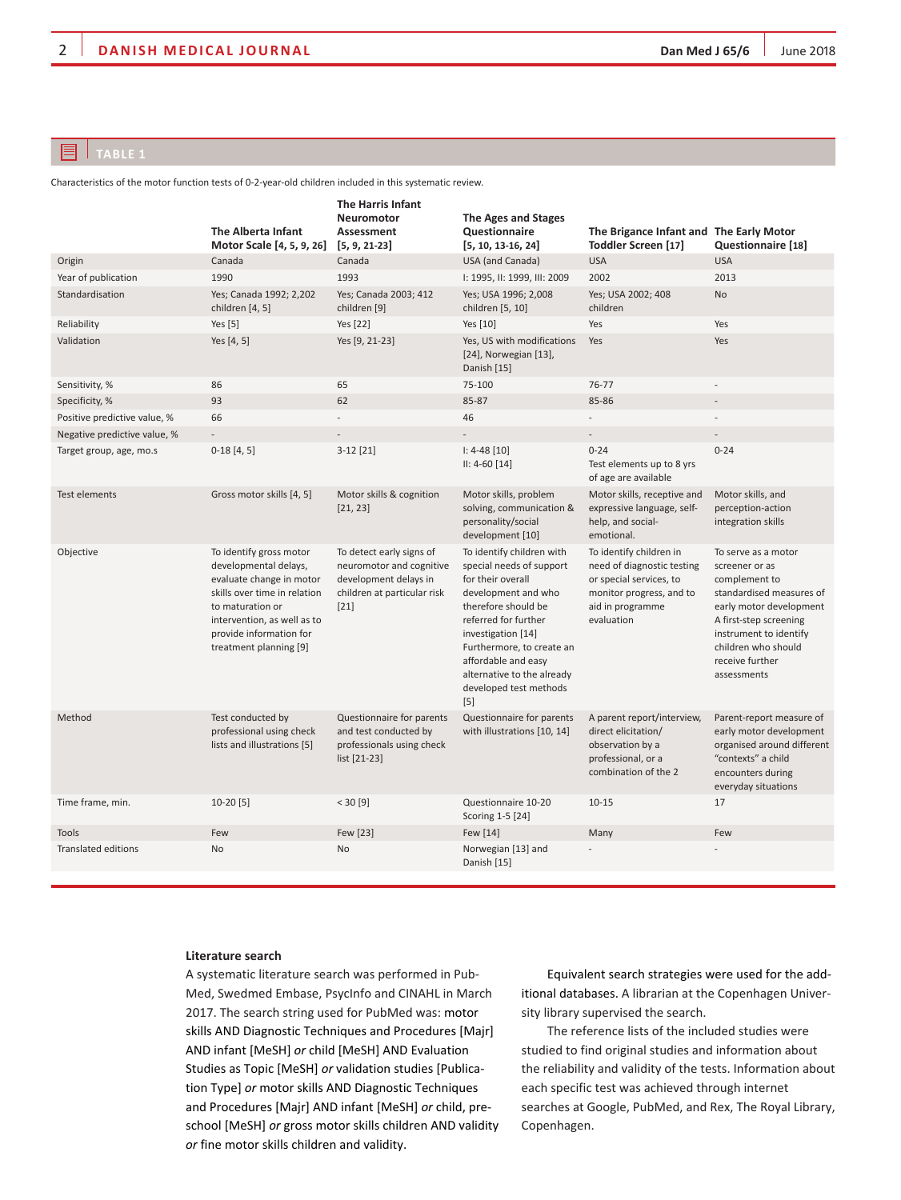### TABLE 1

Characteristics of the motor function tests of 0-2-year-old children included in this systematic review.

| | The Alberta Infant Motor Scale [4, 5, 9, 26] | The Harris Infant Neuromotor Assessment [5, 9, 21-23] | The Ages and Stages Questionnaire [5, 10, 13-16, 24] | The Brigance Infant and Toddler Screen [17] | The Early Motor Questionnaire [18] |
|---|---|---|---|---|---|
| Origin | Canada | Canada | USA (and Canada) | USA | USA |
| Year of publication | 1990 | 1993 | I: 1995, II: 1999, III: 2009 | 2002 | 2013 |
| Standardisation | Yes; Canada 1992; 2,202 children [4, 5] | Yes; Canada 2003; 412 children [9] | Yes; USA 1996; 2,008 children [5, 10] | Yes; USA 2002; 408 children | No |
| Reliability | Yes [5] | Yes [22] | Yes [10] | Yes | Yes |
| Validation | Yes [4, 5] | Yes [9, 21-23] | Yes, US with modifications [24], Norwegian [13], Danish [15] | Yes | Yes |
| Sensitivity, % | 86 | 65 | 75-100 | 76-77 | - |
| Specificity, % | 93 | 62 | 85-87 | 85-86 | - |
| Positive predictive value, % | 66 | - | 46 | - | - |
| Negative predictive value, % | - | - | - | - | - |
| Target group, age, mo.s | 0-18 [4, 5] | 3-12 [21] | I: 4-48 [10] II: 4-60 [14] | 0-24 Test elements up to 8 yrs of age are available | 0-24 |
| Test elements | Gross motor skills [4, 5] | Motor skills & cognition [21, 23] | Motor skills, problem solving, communication & personality/social development [10] | Motor skills, receptive and expressive language, self-help, and social-emotional. | Motor skills, and perception-action integration skills |
| Objective | To identify gross motor developmental delays, evaluate change in motor skills over time in relation to maturation or intervention, as well as to provide information for treatment planning [9] | To detect early signs of neuromotor and cognitive development delays in children at particular risk [21] | To identify children with special needs of support for their overall development and who therefore should be referred for further investigation [14] Furthermore, to create an affordable and easy alternative to the already developed test methods [5] | To identify children in need of diagnostic testing or special services, to monitor progress, and to aid in programme evaluation | To serve as a motor screener or as complement to standardised measures of early motor development A first-step screening instrument to identify children who should receive further assessments |
| Method | Test conducted by professional using check lists and illustrations [5] | Questionnaire for parents and test conducted by professionals using check list [21-23] | Questionnaire for parents with illustrations [10, 14] | A parent report/interview, direct elicitation/ observation by a professional, or a combination of the 2 | Parent-report measure of early motor development organised around different "contexts" a child encounters during everyday situations |
| Time frame, min. | 10-20 [5] | < 30 [9] | Questionnaire 10-20 Scoring 1-5 [24] | 10-15 | 17 |
| Tools | Few | Few [23] | Few [14] | Many | Few |
| Translated editions | No | No | Norwegian [13] and Danish [15] | - | - |

**Literature search**

A systematic literature search was performed in PubMed, Swedmed Embase, PsycInfo and CINAHL in March 2017. The search string used for PubMed was: motor skills AND Diagnostic Techniques and Procedures [Majr] AND infant [MeSH] *or* child [MeSH] AND Evaluation Studies as Topic [MeSH] *or* validation studies [Publication Type] *or* motor skills AND Diagnostic Techniques and Procedures [Majr] AND infant [MeSH] *or* child, preschool [MeSH] *or* gross motor skills children AND validity *or* fine motor skills children and validity.

Equivalent search strategies were used for the additional databases. A librarian at the Copenhagen University library supervised the search.

The reference lists of the included studies were studied to find original studies and information about the reliability and validity of the tests. Information about each specific test was achieved through internet searches at Google, PubMed, and Rex, The Royal Library, Copenhagen.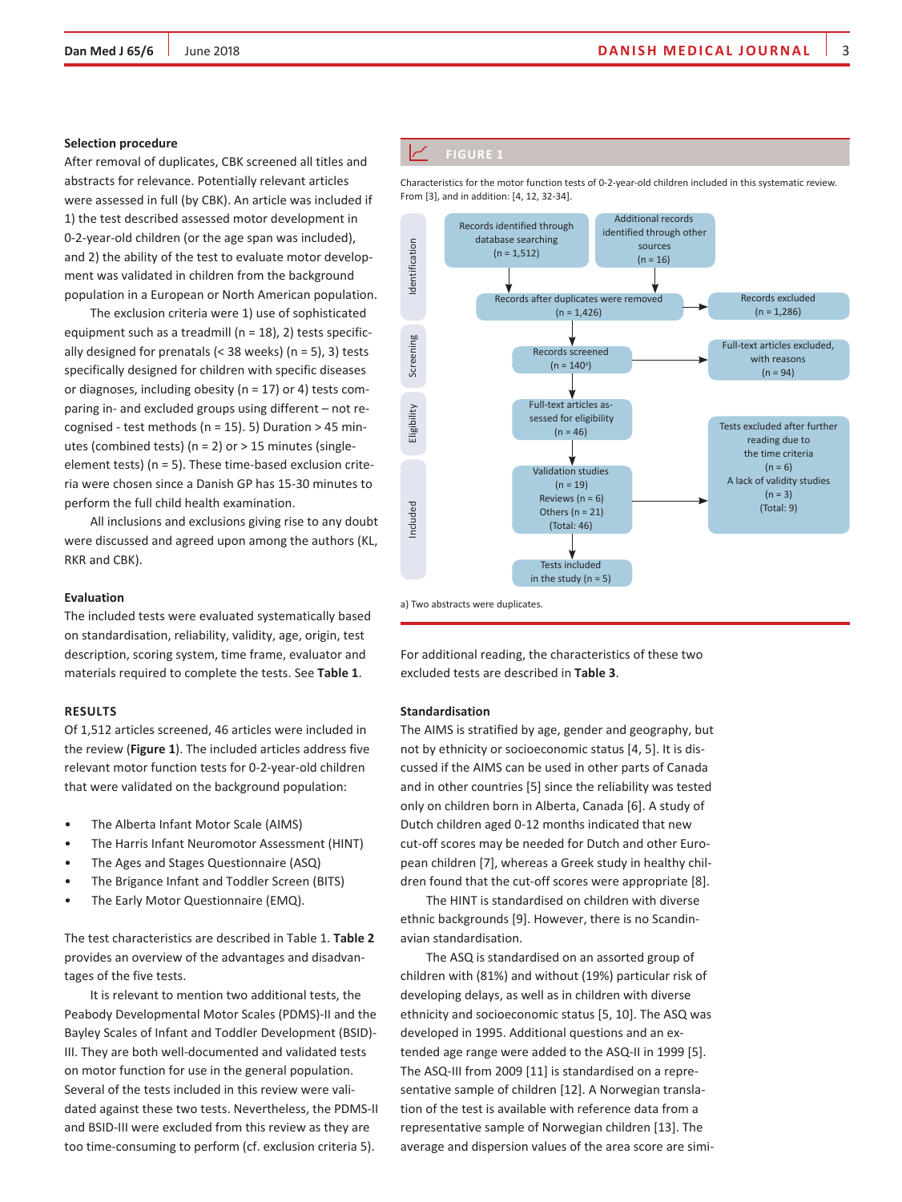**Selection procedure**

After removal of duplicates, CBK screened all titles and abstracts for relevance. Potentially relevant articles were assessed in full (by CBK). An article was included if 1) the test described assessed motor development in 0-2-year-old children (or the age span was included), and 2) the ability of the test to evaluate motor development was validated in children from the background population in a European or North American population.

The exclusion criteria were 1) use of sophisticated equipment such as a treadmill (n = 18), 2) tests specifically designed for prenatals (< 38 weeks) (n = 5), 3) tests specifically designed for children with specific diseases or diagnoses, including obesity (n = 17) or 4) tests comparing in- and excluded groups using different – not recognised - test methods (n = 15). 5) Duration > 45 minutes (combined tests) (n = 2) or > 15 minutes (single-element tests) (n = 5). These time-based exclusion criteria were chosen since a Danish GP has 15-30 minutes to perform the full child health examination.

All inclusions and exclusions giving rise to any doubt were discussed and agreed upon among the authors (KL, RKR and CBK).

**Evaluation**

The included tests were evaluated systematically based on standardisation, reliability, validity, age, origin, test description, scoring system, time frame, evaluator and materials required to complete the tests. See **Table 1**.

**RESULTS**

Of 1,512 articles screened, 46 articles were included in the review (**Figure 1**). The included articles address five relevant motor function tests for 0-2-year-old children that were validated on the background population:

- The Alberta Infant Motor Scale (AIMS)
- The Harris Infant Neuromotor Assessment (HINT)
- The Ages and Stages Questionnaire (ASQ)
- The Brigance Infant and Toddler Screen (BITS)
- The Early Motor Questionnaire (EMQ).

The test characteristics are described in Table 1. **Table 2** provides an overview of the advantages and disadvantages of the five tests.

It is relevant to mention two additional tests, the Peabody Developmental Motor Scales (PDMS)-II and the Bayley Scales of Infant and Toddler Development (BSID)-III. They are both well-documented and validated tests on motor function for use in the general population. Several of the tests included in this review were validated against these two tests. Nevertheless, the PDMS-II and BSID-III were excluded from this review as they are too time-consuming to perform (cf. exclusion criteria 5).

**FIGURE 1**

Characteristics for the motor function tests of 0-2-year-old children included in this systematic review. From [3], and in addition: [4, 12, 32-34].

- Identification:
  - Records identified through database searching (n = 1,512)
  - Additional records identified through other sources (n = 16)
  - Records after duplicates were removed (n = 1,426) → Records excluded (n = 1,286)
- Screening:
  - Records screened (n = 140[a]) → Full-text articles excluded, with reasons (n = 94)
- Eligibility:
  - Full-text articles assessed for eligibility (n = 46)
- Included:
  - Validation studies (n = 19), Reviews (n = 6), Others (n = 21) (Total: 46) → Tests excluded after further reading due to the time criteria (n = 6), A lack of validity studies (n = 3) (Total: 9)
  - Tests included in the study (n = 5)

a) Two abstracts were duplicates.

For additional reading, the characteristics of these two excluded tests are described in **Table 3**.

**Standardisation**

The AIMS is stratified by age, gender and geography, but not by ethnicity or socioeconomic status [4, 5]. It is discussed if the AIMS can be used in other parts of Canada and in other countries [5] since the reliability was tested only on children born in Alberta, Canada [6]. A study of Dutch children aged 0-12 months indicated that new cut-off scores may be needed for Dutch and other European children [7], whereas a Greek study in healthy children found that the cut-off scores were appropriate [8].

The HINT is standardised on children with diverse ethnic backgrounds [9]. However, there is no Scandinavian standardisation.

The ASQ is standardised on an assorted group of children with (81%) and without (19%) particular risk of developing delays, as well as in children with diverse ethnicity and socioeconomic status [5, 10]. The ASQ was developed in 1995. Additional questions and an extended age range were added to the ASQ-II in 1999 [5]. The ASQ-III from 2009 [11] is standardised on a representative sample of children [12]. A Norwegian translation of the test is available with reference data from a representative sample of Norwegian children [13]. The average and dispersion values of the area score are simi-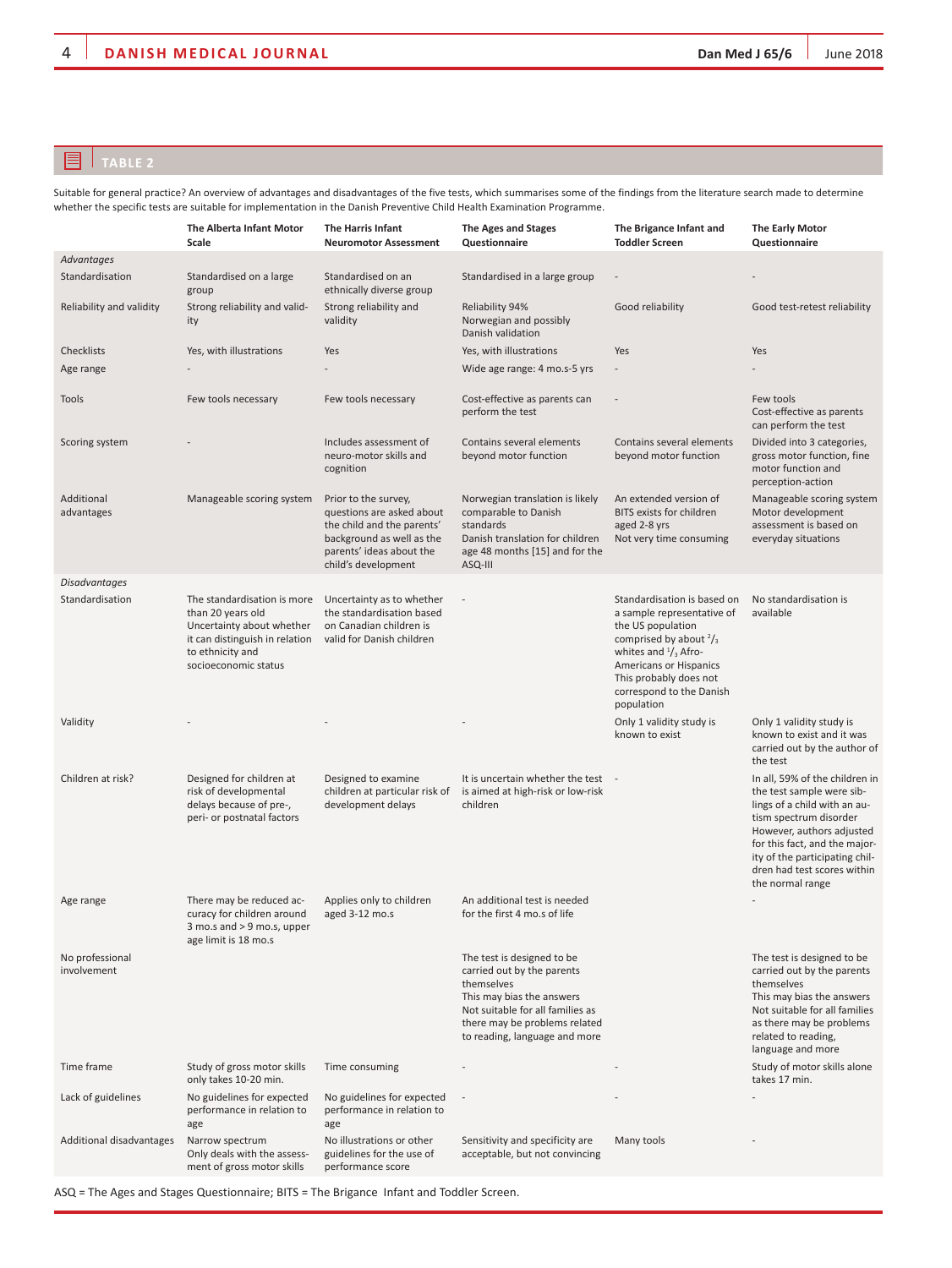## TABLE 2

Suitable for general practice? An overview of advantages and disadvantages of the five tests, which summarises some of the findings from the literature search made to determine whether the specific tests are suitable for implementation in the Danish Preventive Child Health Examination Programme.

| | The Alberta Infant Motor Scale | The Harris Infant Neuromotor Assessment | The Ages and Stages Questionnaire | The Brigance Infant and Toddler Screen | The Early Motor Questionnaire |
|---|---|---|---|---|---|
| *Advantages* | | | | | |
| Standardisation | Standardised on a large group | Standardised on an ethnically diverse group | Standardised in a large group | - | - |
| Reliability and validity | Strong reliability and validity | Strong reliability and validity | Reliability 94%<br>Norwegian and possibly Danish validation | Good reliability | Good test-retest reliability |
| Checklists | Yes, with illustrations | Yes | Yes, with illustrations | Yes | Yes |
| Age range | - | - | Wide age range: 4 mo.s-5 yrs | - | - |
| Tools | Few tools necessary | Few tools necessary | Cost-effective as parents can perform the test | - | Few tools<br>Cost-effective as parents can perform the test |
| Scoring system | - | Includes assessment of neuro-motor skills and cognition | Contains several elements beyond motor function | Contains several elements beyond motor function | Divided into 3 categories, gross motor function, fine motor function and perception-action |
| Additional advantages | Manageable scoring system | Prior to the survey, questions are asked about the child and the parents' background as well as the parents' ideas about the child's development | Norwegian translation is likely comparable to Danish standards<br>Danish translation for children age 48 months [15] and for the ASQ-III | An extended version of BITS exists for children aged 2-8 yrs<br>Not very time consuming | Manageable scoring system<br>Motor development assessment is based on everyday situations |
| *Disadvantages* | | | | | |
| Standardisation | The standardisation is more than 20 years old<br>Uncertainty about whether it can distinguish in relation to ethnicity and socioeconomic status | Uncertainty as to whether the standardisation based on Canadian children is valid for Danish children | - | Standardisation is based on a sample representative of the US population comprised by about $^2/_3$ whites and $^1/_3$ Afro-Americans or Hispanics<br>This probably does not correspond to the Danish population | No standardisation is available |
| Validity | - | - | - | Only 1 validity study is known to exist | Only 1 validity study is known to exist and it was carried out by the author of the test |
| Children at risk? | Designed for children at risk of developmental delays because of pre-, peri- or postnatal factors | Designed to examine children at particular risk of development delays | It is uncertain whether the test is aimed at high-risk or low-risk children | - | In all, 59% of the children in the test sample were siblings of a child with an autism spectrum disorder<br>However, authors adjusted for this fact, and the majority of the participating children had test scores within the normal range |
| Age range | There may be reduced accuracy for children around 3 mo.s and > 9 mo.s, upper age limit is 18 mo.s | Applies only to children aged 3-12 mo.s | An additional test is needed for the first 4 mo.s of life | | - |
| No professional involvement | | | The test is designed to be carried out by the parents themselves<br>This may bias the answers<br>Not suitable for all families as there may be problems related to reading, language and more | | The test is designed to be carried out by the parents themselves<br>This may bias the answers<br>Not suitable for all families as there may be problems related to reading, language and more |
| Time frame | Study of gross motor skills only takes 10-20 min. | Time consuming | - | - | Study of motor skills alone takes 17 min. |
| Lack of guidelines | No guidelines for expected performance in relation to age | No guidelines for expected performance in relation to age | - | - | - |
| Additional disadvantages | Narrow spectrum<br>Only deals with the assessment of gross motor skills | No illustrations or other guidelines for the use of performance score | Sensitivity and specificity are acceptable, but not convincing | Many tools | - |

ASQ = The Ages and Stages Questionnaire; BITS = The Brigance Infant and Toddler Screen.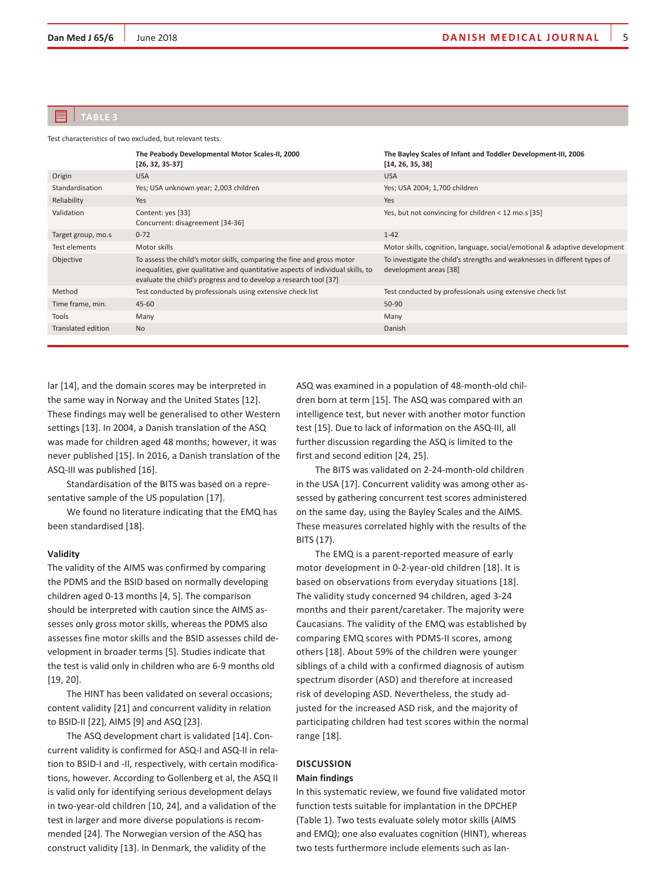**TABLE 3**

Test characteristics of two excluded, but relevant tests.

| | The Peabody Developmental Motor Scales-II, 2000 [26, 32, 35-37] | The Bayley Scales of Infant and Toddler Development-III, 2006 [14, 26, 35, 38] |
|---|---|---|
| Origin | USA | USA |
| Standardisation | Yes; USA unknown year; 2,003 children | Yes; USA 2004; 1,700 children |
| Reliability | Yes | Yes |
| Validation | Content: yes [33] Concurrent: disagreement [34-36] | Yes, but not convincing for children < 12 mo.s [35] |
| Target group, mo.s | 0-72 | 1-42 |
| Test elements | Motor skills | Motor skills, cognition, language, social/emotional & adaptive development |
| Objective | To assess the child's motor skills, comparing the fine and gross motor inequalities, give qualitative and quantitative aspects of individual skills, to evaluate the child's progress and to develop a research tool [37] | To investigate the child's strengths and weaknesses in different types of development areas [38] |
| Method | Test conducted by professionals using extensive check list | Test conducted by professionals using extensive check list |
| Time frame, min. | 45-60 | 50-90 |
| Tools | Many | Many |
| Translated edition | No | Danish |

lar [14], and the domain scores may be interpreted in the same way in Norway and the United States [12]. These findings may well be generalised to other Western settings [13]. In 2004, a Danish translation of the ASQ was made for children aged 48 months; however, it was never published [15]. In 2016, a Danish translation of the ASQ-III was published [16].

Standardisation of the BITS was based on a representative sample of the US population [17].

We found no literature indicating that the EMQ has been standardised [18].

### Validity

The validity of the AIMS was confirmed by comparing the PDMS and the BSID based on normally developing children aged 0-13 months [4, 5]. The comparison should be interpreted with caution since the AIMS assesses only gross motor skills, whereas the PDMS also assesses fine motor skills and the BSID assesses child development in broader terms [5]. Studies indicate that the test is valid only in children who are 6-9 months old [19, 20].

The HINT has been validated on several occasions; content validity [21] and concurrent validity in relation to BSID-II [22], AIMS [9] and ASQ [23].

The ASQ development chart is validated [14]. Concurrent validity is confirmed for ASQ-I and ASQ-II in relation to BSID-I and -II, respectively, with certain modifications, however. According to Gollenberg et al, the ASQ II is valid only for identifying serious development delays in two-year-old children [10, 24], and a validation of the test in larger and more diverse populations is recommended [24]. The Norwegian version of the ASQ has construct validity [13]. In Denmark, the validity of the ASQ was examined in a population of 48-month-old children born at term [15]. The ASQ was compared with an intelligence test, but never with another motor function test [15]. Due to lack of information on the ASQ-III, all further discussion regarding the ASQ is limited to the first and second edition [24, 25].

The BITS was validated on 2-24-month-old children in the USA [17]. Concurrent validity was among other assessed by gathering concurrent test scores administered on the same day, using the Bayley Scales and the AIMS. These measures correlated highly with the results of the BITS (17).

The EMQ is a parent-reported measure of early motor development in 0-2-year-old children [18]. It is based on observations from everyday situations [18]. The validity study concerned 94 children, aged 3-24 months and their parent/caretaker. The majority were Caucasians. The validity of the EMQ was established by comparing EMQ scores with PDMS-II scores, among others [18]. About 59% of the children were younger siblings of a child with a confirmed diagnosis of autism spectrum disorder (ASD) and therefore at increased risk of developing ASD. Nevertheless, the study adjusted for the increased ASD risk, and the majority of participating children had test scores within the normal range [18].

## DISCUSSION

### Main findings

In this systematic review, we found five validated motor function tests suitable for implantation in the DPCHEP (Table 1). Two tests evaluate solely motor skills (AIMS and EMQ); one also evaluates cognition (HINT), whereas two tests furthermore include elements such as lan-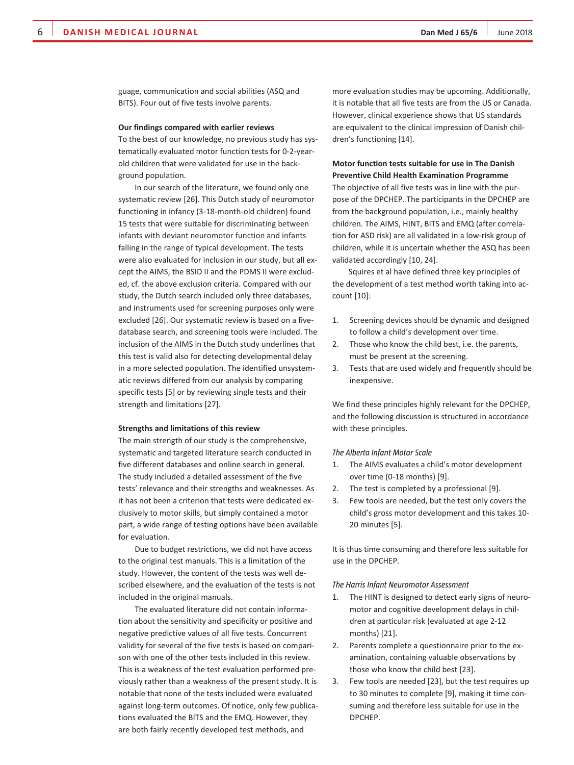guage, communication and social abilities (ASQ and BITS). Four out of five tests involve parents.

### Our findings compared with earlier reviews

To the best of our knowledge, no previous study has systematically evaluated motor function tests for 0-2-year-old children that were validated for use in the background population.

In our search of the literature, we found only one systematic review [26]. This Dutch study of neuromotor functioning in infancy (3-18-month-old children) found 15 tests that were suitable for discriminating between infants with deviant neuromotor function and infants falling in the range of typical development. The tests were also evaluated for inclusion in our study, but all except the AIMS, the BSID II and the PDMS II were excluded, cf. the above exclusion criteria. Compared with our study, the Dutch search included only three databases, and instruments used for screening purposes only were excluded [26]. Our systematic review is based on a five-database search, and screening tools were included. The inclusion of the AIMS in the Dutch study underlines that this test is valid also for detecting developmental delay in a more selected population. The identified unsystematic reviews differed from our analysis by comparing specific tests [5] or by reviewing single tests and their strength and limitations [27].

### Strengths and limitations of this review

The main strength of our study is the comprehensive, systematic and targeted literature search conducted in five different databases and online search in general. The study included a detailed assessment of the five tests' relevance and their strengths and weaknesses. As it has not been a criterion that tests were dedicated exclusively to motor skills, but simply contained a motor part, a wide range of testing options have been available for evaluation.

Due to budget restrictions, we did not have access to the original test manuals. This is a limitation of the study. However, the content of the tests was well described elsewhere, and the evaluation of the tests is not included in the original manuals.

The evaluated literature did not contain information about the sensitivity and specificity or positive and negative predictive values of all five tests. Concurrent validity for several of the five tests is based on comparison with one of the other tests included in this review. This is a weakness of the test evaluation performed previously rather than a weakness of the present study. It is notable that none of the tests included were evaluated against long-term outcomes. Of notice, only few publications evaluated the BITS and the EMQ. However, they are both fairly recently developed test methods, and more evaluation studies may be upcoming. Additionally, it is notable that all five tests are from the US or Canada. However, clinical experience shows that US standards are equivalent to the clinical impression of Danish children's functioning [14].

### Motor function tests suitable for use in The Danish Preventive Child Health Examination Programme

The objective of all five tests was in line with the purpose of the DPCHEP. The participants in the DPCHEP are from the background population, i.e., mainly healthy children. The AIMS, HINT, BITS and EMQ (after correlation for ASD risk) are all validated in a low-risk group of children, while it is uncertain whether the ASQ has been validated accordingly [10, 24].

Squires et al have defined three key principles of the development of a test method worth taking into account [10]:

1. Screening devices should be dynamic and designed to follow a child's development over time.
2. Those who know the child best, i.e. the parents, must be present at the screening.
3. Tests that are used widely and frequently should be inexpensive.

We find these principles highly relevant for the DPCHEP, and the following discussion is structured in accordance with these principles.

#### *The Alberta Infant Motor Scale*

1. The AIMS evaluates a child's motor development over time (0-18 months) [9].
2. The test is completed by a professional [9].
3. Few tools are needed, but the test only covers the child's gross motor development and this takes 10-20 minutes [5].

It is thus time consuming and therefore less suitable for use in the DPCHEP.

#### *The Harris Infant Neuromotor Assessment*

1. The HINT is designed to detect early signs of neuromotor and cognitive development delays in children at particular risk (evaluated at age 2-12 months) [21].
2. Parents complete a questionnaire prior to the examination, containing valuable observations by those who know the child best [23].
3. Few tools are needed [23], but the test requires up to 30 minutes to complete [9], making it time consuming and therefore less suitable for use in the DPCHEP.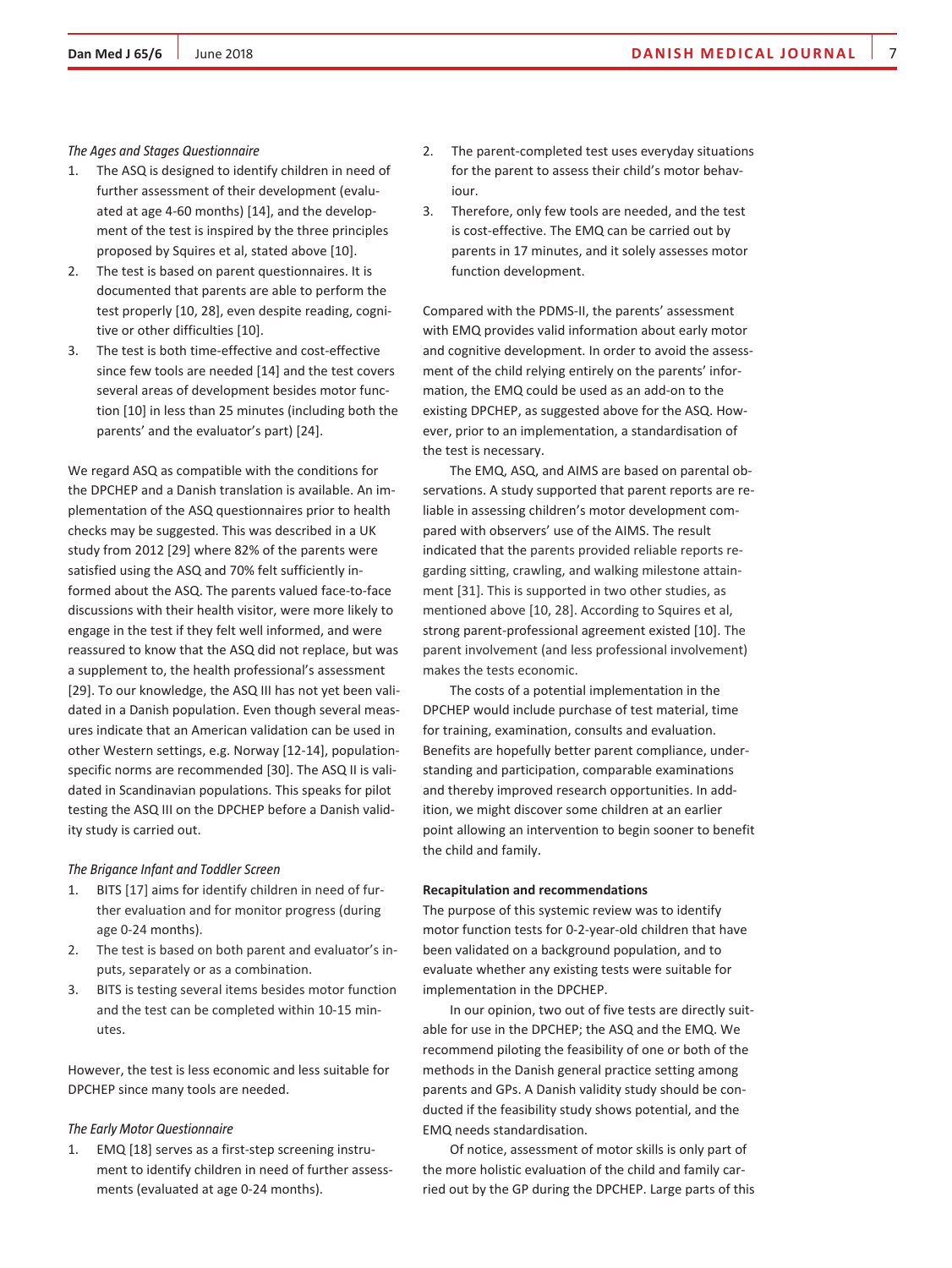*The Ages and Stages Questionnaire*

1. The ASQ is designed to identify children in need of further assessment of their development (evaluated at age 4-60 months) [14], and the development of the test is inspired by the three principles proposed by Squires et al, stated above [10].
2. The test is based on parent questionnaires. It is documented that parents are able to perform the test properly [10, 28], even despite reading, cognitive or other difficulties [10].
3. The test is both time-effective and cost-effective since few tools are needed [14] and the test covers several areas of development besides motor function [10] in less than 25 minutes (including both the parents' and the evaluator's part) [24].

We regard ASQ as compatible with the conditions for the DPCHEP and a Danish translation is available. An implementation of the ASQ questionnaires prior to health checks may be suggested. This was described in a UK study from 2012 [29] where 82% of the parents were satisfied using the ASQ and 70% felt sufficiently informed about the ASQ. The parents valued face-to-face discussions with their health visitor, were more likely to engage in the test if they felt well informed, and were reassured to know that the ASQ did not replace, but was a supplement to, the health professional's assessment [29]. To our knowledge, the ASQ III has not yet been validated in a Danish population. Even though several measures indicate that an American validation can be used in other Western settings, e.g. Norway [12-14], population-specific norms are recommended [30]. The ASQ II is validated in Scandinavian populations. This speaks for pilot testing the ASQ III on the DPCHEP before a Danish validity study is carried out.

*The Brigance Infant and Toddler Screen*

1. BITS [17] aims for identify children in need of further evaluation and for monitor progress (during age 0-24 months).
2. The test is based on both parent and evaluator's inputs, separately or as a combination.
3. BITS is testing several items besides motor function and the test can be completed within 10-15 minutes.

However, the test is less economic and less suitable for DPCHEP since many tools are needed.

*The Early Motor Questionnaire*

1. EMQ [18] serves as a first-step screening instrument to identify children in need of further assessments (evaluated at age 0-24 months).
2. The parent-completed test uses everyday situations for the parent to assess their child's motor behaviour.
3. Therefore, only few tools are needed, and the test is cost-effective. The EMQ can be carried out by parents in 17 minutes, and it solely assesses motor function development.

Compared with the PDMS-II, the parents' assessment with EMQ provides valid information about early motor and cognitive development. In order to avoid the assessment of the child relying entirely on the parents' information, the EMQ could be used as an add-on to the existing DPCHEP, as suggested above for the ASQ. However, prior to an implementation, a standardisation of the test is necessary.

The EMQ, ASQ, and AIMS are based on parental observations. A study supported that parent reports are reliable in assessing children's motor development compared with observers' use of the AIMS. The result indicated that the parents provided reliable reports regarding sitting, crawling, and walking milestone attainment [31]. This is supported in two other studies, as mentioned above [10, 28]. According to Squires et al, strong parent-professional agreement existed [10]. The parent involvement (and less professional involvement) makes the tests economic.

The costs of a potential implementation in the DPCHEP would include purchase of test material, time for training, examination, consults and evaluation. Benefits are hopefully better parent compliance, understanding and participation, comparable examinations and thereby improved research opportunities. In addition, we might discover some children at an earlier point allowing an intervention to begin sooner to benefit the child and family.

**Recapitulation and recommendations**

The purpose of this systemic review was to identify motor function tests for 0-2-year-old children that have been validated on a background population, and to evaluate whether any existing tests were suitable for implementation in the DPCHEP.

In our opinion, two out of five tests are directly suitable for use in the DPCHEP; the ASQ and the EMQ. We recommend piloting the feasibility of one or both of the methods in the Danish general practice setting among parents and GPs. A Danish validity study should be conducted if the feasibility study shows potential, and the EMQ needs standardisation.

Of notice, assessment of motor skills is only part of the more holistic evaluation of the child and family carried out by the GP during the DPCHEP. Large parts of this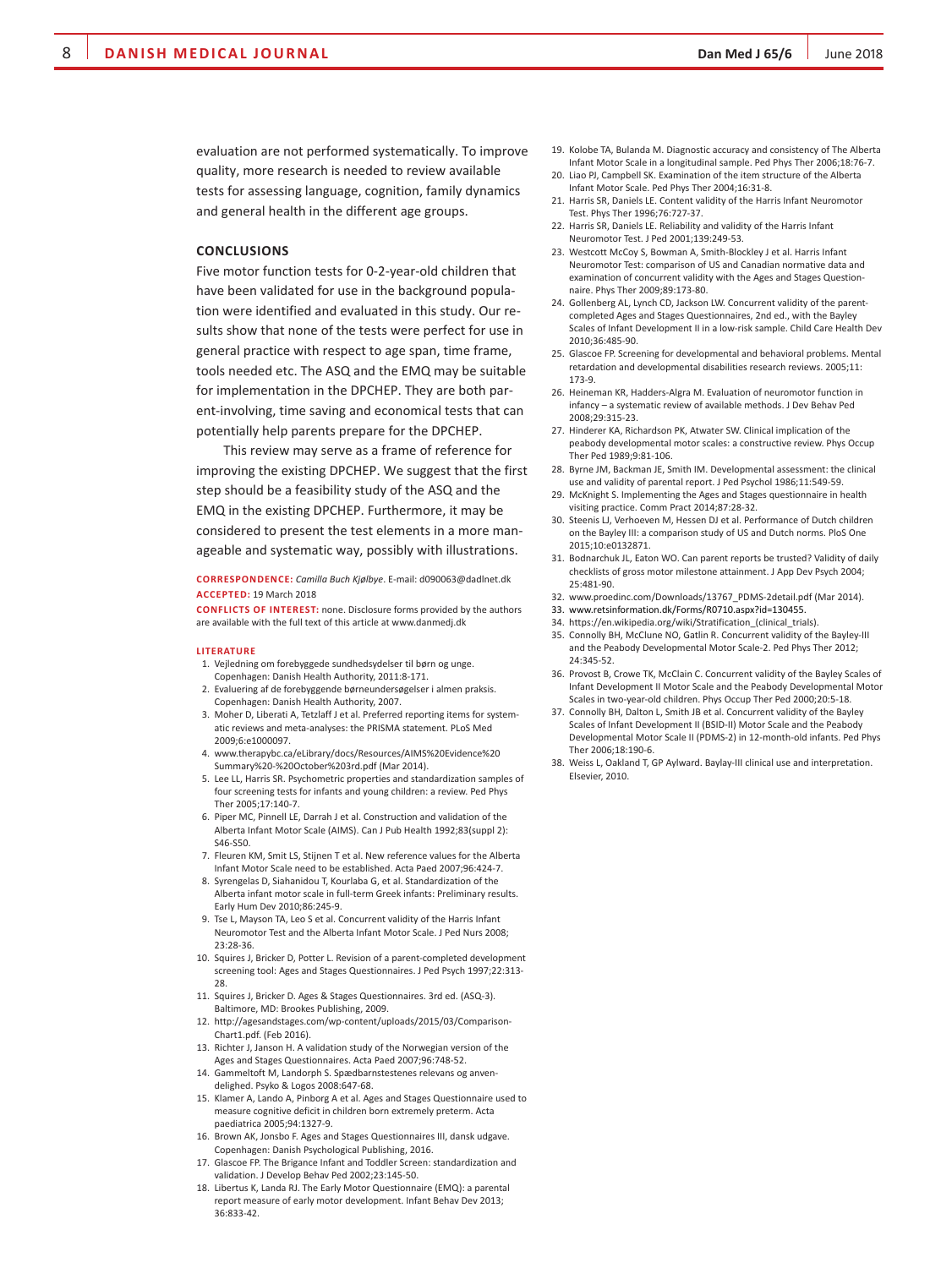evaluation are not performed systematically. To improve quality, more research is needed to review available tests for assessing language, cognition, family dynamics and general health in the different age groups.

## CONCLUSIONS

Five motor function tests for 0-2-year-old children that have been validated for use in the background population were identified and evaluated in this study. Our results show that none of the tests were perfect for use in general practice with respect to age span, time frame, tools needed etc. The ASQ and the EMQ may be suitable for implementation in the DPCHEP. They are both parent-involving, time saving and economical tests that can potentially help parents prepare for the DPCHEP.

This review may serve as a frame of reference for improving the existing DPCHEP. We suggest that the first step should be a feasibility study of the ASQ and the EMQ in the existing DPCHEP. Furthermore, it may be considered to present the test elements in a more manageable and systematic way, possibly with illustrations.

**CORRESPONDENCE:** *Camilla Buch Kjølbye*. E-mail: d090063@dadlnet.dk
**ACCEPTED:** 19 March 2018
**CONFLICTS OF INTEREST:** none. Disclosure forms provided by the authors are available with the full text of this article at www.danmedj.dk

### LITERATURE

1. Vejledning om forebyggede sundhedsydelser til børn og unge. Copenhagen: Danish Health Authority, 2011:8-171.
2. Evaluering af de forebyggende børneundersøgelser i almen praksis. Copenhagen: Danish Health Authority, 2007.
3. Moher D, Liberati A, Tetzlaff J et al. Preferred reporting items for systematic reviews and meta-analyses: the PRISMA statement. PLoS Med 2009;6:e1000097.
4. www.therapybc.ca/eLibrary/docs/Resources/AIMS%20Evidence%20Summary%20-%20October%203rd.pdf (Mar 2014).
5. Lee LL, Harris SR. Psychometric properties and standardization samples of four screening tests for infants and young children: a review. Ped Phys Ther 2005;17:140-7.
6. Piper MC, Pinnell LE, Darrah J et al. Construction and validation of the Alberta Infant Motor Scale (AIMS). Can J Pub Health 1992;83(suppl 2):S46-S50.
7. Fleuren KM, Smit LS, Stijnen T et al. New reference values for the Alberta Infant Motor Scale need to be established. Acta Paed 2007;96:424-7.
8. Syrengelas D, Siahanidou T, Kourlaba G, et al. Standardization of the Alberta infant motor scale in full-term Greek infants: Preliminary results. Early Hum Dev 2010;86:245-9.
9. Tse L, Mayson TA, Leo S et al. Concurrent validity of the Harris Infant Neuromotor Test and the Alberta Infant Motor Scale. J Ped Nurs 2008;23:28-36.
10. Squires J, Bricker D, Potter L. Revision of a parent-completed development screening tool: Ages and Stages Questionnaires. J Ped Psych 1997;22:313-28.
11. Squires J, Bricker D. Ages & Stages Questionnaires. 3rd ed. (ASQ-3). Baltimore, MD: Brookes Publishing, 2009.
12. http://agesandstages.com/wp-content/uploads/2015/03/Comparison-Chart1.pdf. (Feb 2016).
13. Richter J, Janson H. A validation study of the Norwegian version of the Ages and Stages Questionnaires. Acta Paed 2007;96:748-52.
14. Gammeltoft M, Landorph S. Spædbarnstestenes relevans og anvendelighed. Psyko & Logos 2008:647-68.
15. Klamer A, Lando A, Pinborg A et al. Ages and Stages Questionnaire used to measure cognitive deficit in children born extremely preterm. Acta paediatrica 2005;94:1327-9.
16. Brown AK, Jonsbo F. Ages and Stages Questionnaires III, dansk udgave. Copenhagen: Danish Psychological Publishing, 2016.
17. Glascoe FP. The Brigance Infant and Toddler Screen: standardization and validation. J Develop Behav Ped 2002;23:145-50.
18. Libertus K, Landa RJ. The Early Motor Questionnaire (EMQ): a parental report measure of early motor development. Infant Behav Dev 2013;36:833-42.
19. Kolobe TA, Bulanda M. Diagnostic accuracy and consistency of The Alberta Infant Motor Scale in a longitudinal sample. Ped Phys Ther 2006;18:76-7.
20. Liao PJ, Campbell SK. Examination of the item structure of the Alberta Infant Motor Scale. Ped Phys Ther 2004;16:31-8.
21. Harris SR, Daniels LE. Content validity of the Harris Infant Neuromotor Test. Phys Ther 1996;76:727-37.
22. Harris SR, Daniels LE. Reliability and validity of the Harris Infant Neuromotor Test. J Ped 2001;139:249-53.
23. Westcott McCoy S, Bowman A, Smith-Blockley J et al. Harris Infant Neuromotor Test: comparison of US and Canadian normative data and examination of concurrent validity with the Ages and Stages Questionnaire. Phys Ther 2009;89:173-80.
24. Gollenberg AL, Lynch CD, Jackson LW. Concurrent validity of the parent-completed Ages and Stages Questionnaires, 2nd ed., with the Bayley Scales of Infant Development II in a low-risk sample. Child Care Health Dev 2010;36:485-90.
25. Glascoe FP. Screening for developmental and behavioral problems. Mental retardation and developmental disabilities research reviews. 2005;11:173-9.
26. Heineman KR, Hadders-Algra M. Evaluation of neuromotor function in infancy – a systematic review of available methods. J Dev Behav Ped 2008;29:315-23.
27. Hinderer KA, Richardson PK, Atwater SW. Clinical implication of the peabody developmental motor scales: a constructive review. Phys Occup Ther Ped 1989;9:81-106.
28. Byrne JM, Backman JE, Smith IM. Developmental assessment: the clinical use and validity of parental report. J Ped Psychol 1986;11:549-59.
29. McKnight S. Implementing the Ages and Stages questionnaire in health visiting practice. Comm Pract 2014;87:28-32.
30. Steenis LJ, Verhoeven M, Hessen DJ et al. Performance of Dutch children on the Bayley III: a comparison study of US and Dutch norms. PloS One 2015;10:e0132871.
31. Bodnarchuk JL, Eaton WO. Can parent reports be trusted? Validity of daily checklists of gross motor milestone attainment. J App Dev Psych 2004;25:481-90.
32. www.proedinc.com/Downloads/13767_PDMS-2detail.pdf (Mar 2014).
33. www.retsinformation.dk/Forms/R0710.aspx?id=130455.
34. https://en.wikipedia.org/wiki/Stratification_(clinical_trials).
35. Connolly BH, McClune NO, Gatlin R. Concurrent validity of the Bayley-III and the Peabody Developmental Motor Scale-2. Ped Phys Ther 2012;24:345-52.
36. Provost B, Crowe TK, McClain C. Concurrent validity of the Bayley Scales of Infant Development II Motor Scale and the Peabody Developmental Motor Scales in two-year-old children. Phys Occup Ther Ped 2000;20:5-18.
37. Connolly BH, Dalton L, Smith JB et al. Concurrent validity of the Bayley Scales of Infant Development II (BSID-II) Motor Scale and the Peabody Developmental Motor Scale II (PDMS-2) in 12-month-old infants. Ped Phys Ther 2006;18:190-6.
38. Weiss L, Oakland T, GP Aylward. Baylay-III clinical use and interpretation. Elsevier, 2010.